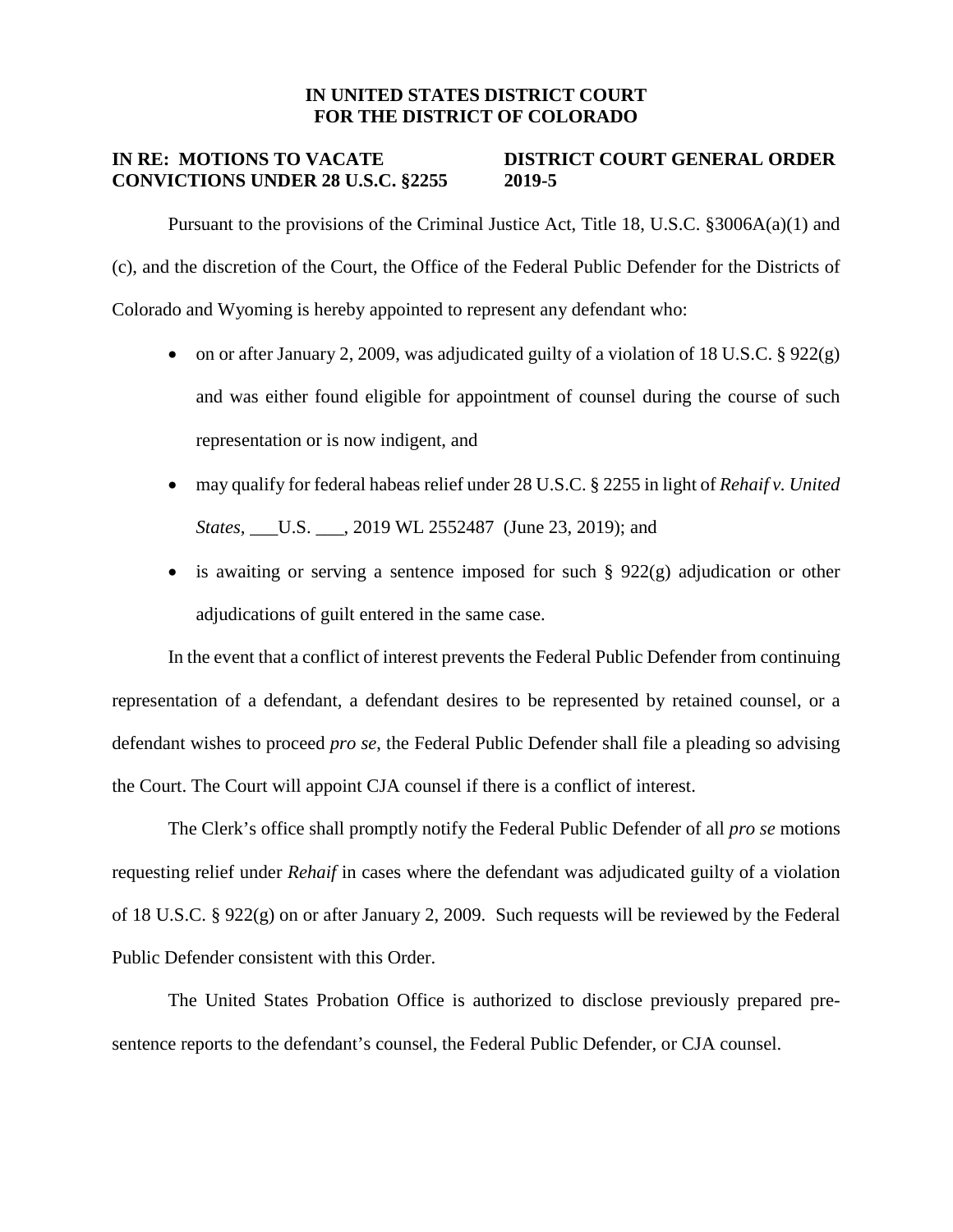**IN UNITED STATES DISTRICT COURT**
**FOR THE DISTRICT OF COLORADO**

**IN RE: MOTIONS TO VACATE CONVICTIONS UNDER 28 U.S.C. §2255**

**DISTRICT COURT GENERAL ORDER 2019-5**

Pursuant to the provisions of the Criminal Justice Act, Title 18, U.S.C. §3006A(a)(1) and (c), and the discretion of the Court, the Office of the Federal Public Defender for the Districts of Colorado and Wyoming is hereby appointed to represent any defendant who:

- on or after January 2, 2009, was adjudicated guilty of a violation of 18 U.S.C. § 922(g) and was either found eligible for appointment of counsel during the course of such representation or is now indigent, and
- may qualify for federal habeas relief under 28 U.S.C. § 2255 in light of *Rehaif v. United States*, ___U.S. ___, 2019 WL 2552487 (June 23, 2019); and
- is awaiting or serving a sentence imposed for such § 922(g) adjudication or other adjudications of guilt entered in the same case.

In the event that a conflict of interest prevents the Federal Public Defender from continuing representation of a defendant, a defendant desires to be represented by retained counsel, or a defendant wishes to proceed *pro se*, the Federal Public Defender shall file a pleading so advising the Court. The Court will appoint CJA counsel if there is a conflict of interest.

The Clerk's office shall promptly notify the Federal Public Defender of all *pro se* motions requesting relief under *Rehaif* in cases where the defendant was adjudicated guilty of a violation of 18 U.S.C. § 922(g) on or after January 2, 2009. Such requests will be reviewed by the Federal Public Defender consistent with this Order.

The United States Probation Office is authorized to disclose previously prepared pre-sentence reports to the defendant's counsel, the Federal Public Defender, or CJA counsel.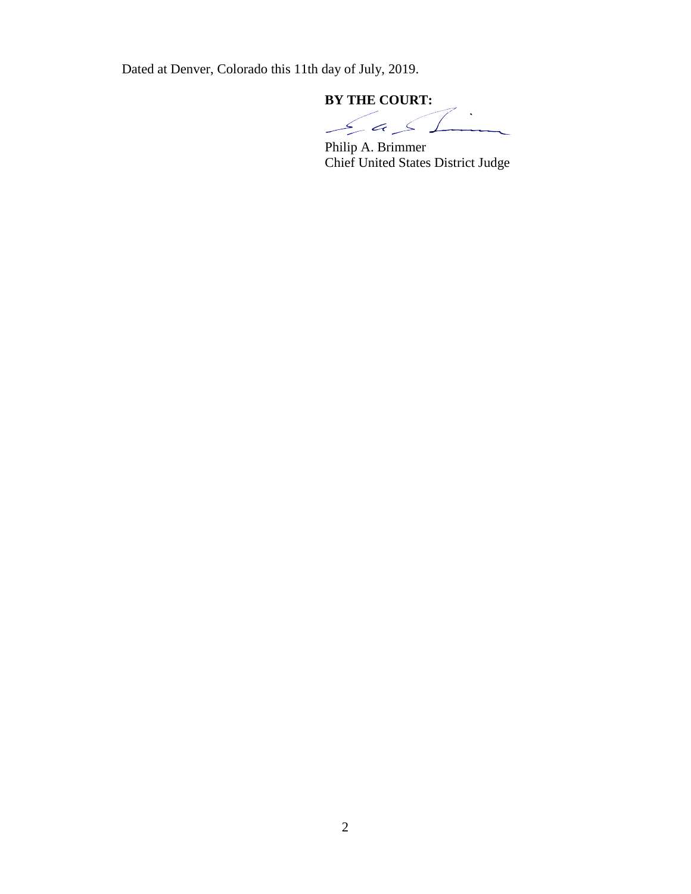Dated at Denver, Colorado this 11th day of July, 2019.

**BY THE COURT:**

Philip A. Brimmer
Chief United States District Judge